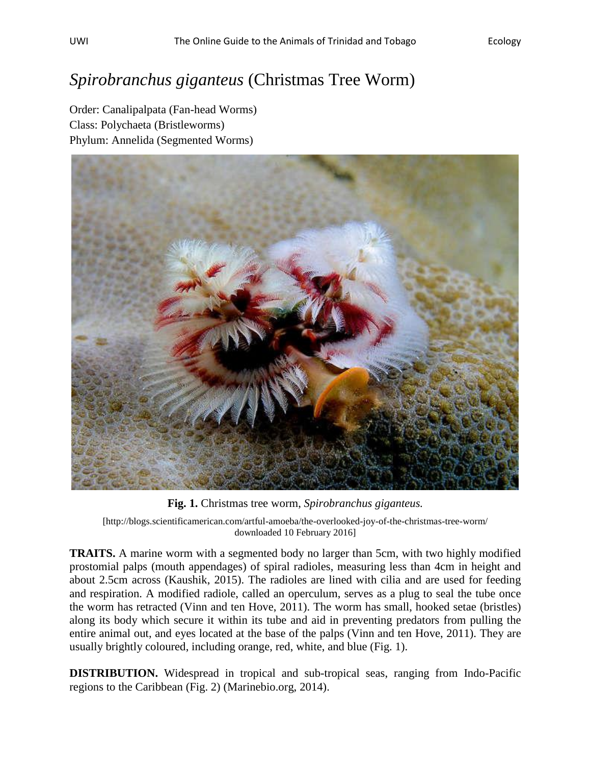# *Spirobranchus giganteus* (Christmas Tree Worm)

Order: Canalipalpata (Fan-head Worms)
Class: Polychaeta (Bristleworms)
Phylum: Annelida (Segmented Worms)

**Fig. 1.** Christmas tree worm, *Spirobranchus giganteus.*

[http://blogs.scientificamerican.com/artful-amoeba/the-overlooked-joy-of-the-christmas-tree-worm/ downloaded 10 February 2016]

**TRAITS.** A marine worm with a segmented body no larger than 5cm, with two highly modified prostomial palps (mouth appendages) of spiral radioles, measuring less than 4cm in height and about 2.5cm across (Kaushik, 2015). The radioles are lined with cilia and are used for feeding and respiration. A modified radiole, called an operculum, serves as a plug to seal the tube once the worm has retracted (Vinn and ten Hove, 2011). The worm has small, hooked setae (bristles) along its body which secure it within its tube and aid in preventing predators from pulling the entire animal out, and eyes located at the base of the palps (Vinn and ten Hove, 2011). They are usually brightly coloured, including orange, red, white, and blue (Fig. 1).

**DISTRIBUTION.** Widespread in tropical and sub-tropical seas, ranging from Indo-Pacific regions to the Caribbean (Fig. 2) (Marinebio.org, 2014).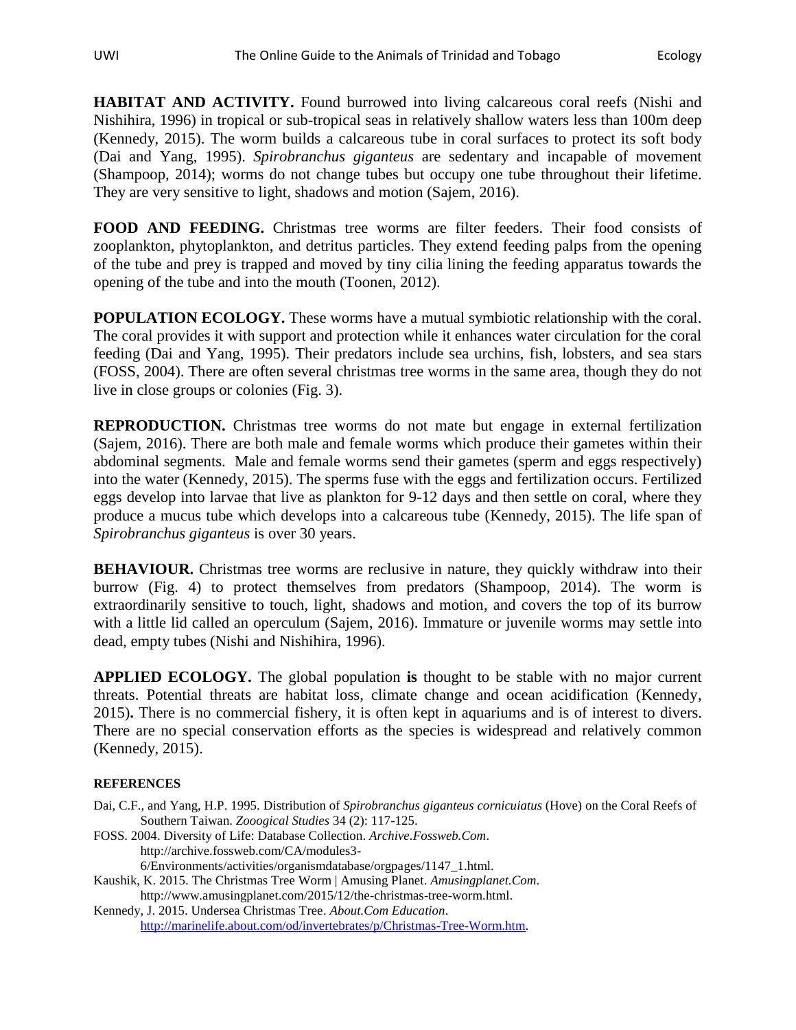**HABITAT AND ACTIVITY.** Found burrowed into living calcareous coral reefs (Nishi and Nishihira, 1996) in tropical or sub-tropical seas in relatively shallow waters less than 100m deep (Kennedy, 2015). The worm builds a calcareous tube in coral surfaces to protect its soft body (Dai and Yang, 1995). *Spirobranchus giganteus* are sedentary and incapable of movement (Shampoop, 2014); worms do not change tubes but occupy one tube throughout their lifetime. They are very sensitive to light, shadows and motion (Sajem, 2016).

**FOOD AND FEEDING.** Christmas tree worms are filter feeders. Their food consists of zooplankton, phytoplankton, and detritus particles. They extend feeding palps from the opening of the tube and prey is trapped and moved by tiny cilia lining the feeding apparatus towards the opening of the tube and into the mouth (Toonen, 2012).

**POPULATION ECOLOGY.** These worms have a mutual symbiotic relationship with the coral. The coral provides it with support and protection while it enhances water circulation for the coral feeding (Dai and Yang, 1995). Their predators include sea urchins, fish, lobsters, and sea stars (FOSS, 2004). There are often several christmas tree worms in the same area, though they do not live in close groups or colonies (Fig. 3).

**REPRODUCTION.** Christmas tree worms do not mate but engage in external fertilization (Sajem, 2016). There are both male and female worms which produce their gametes within their abdominal segments. Male and female worms send their gametes (sperm and eggs respectively) into the water (Kennedy, 2015). The sperms fuse with the eggs and fertilization occurs. Fertilized eggs develop into larvae that live as plankton for 9-12 days and then settle on coral, where they produce a mucus tube which develops into a calcareous tube (Kennedy, 2015). The life span of *Spirobranchus giganteus* is over 30 years.

**BEHAVIOUR.** Christmas tree worms are reclusive in nature, they quickly withdraw into their burrow (Fig. 4) to protect themselves from predators (Shampoop, 2014). The worm is extraordinarily sensitive to touch, light, shadows and motion, and covers the top of its burrow with a little lid called an operculum (Sajem, 2016). Immature or juvenile worms may settle into dead, empty tubes (Nishi and Nishihira, 1996).

**APPLIED ECOLOGY.** The global population **is** thought to be stable with no major current threats. Potential threats are habitat loss, climate change and ocean acidification (Kennedy, 2015)**.** There is no commercial fishery, it is often kept in aquariums and is of interest to divers. There are no special conservation efforts as the species is widespread and relatively common (Kennedy, 2015).

**REFERENCES**

Dai, C.F., and Yang, H.P. 1995. Distribution of *Spirobranchus giganteus cornicuiatus* (Hove) on the Coral Reefs of Southern Taiwan. *Zooogical Studies* 34 (2): 117-125.

FOSS. 2004. Diversity of Life: Database Collection. *Archive.Fossweb.Com*. http://archive.fossweb.com/CA/modules3-6/Environments/activities/organismdatabase/orgpages/1147_1.html.

Kaushik, K. 2015. The Christmas Tree Worm | Amusing Planet. *Amusingplanet.Com*. http://www.amusingplanet.com/2015/12/the-christmas-tree-worm.html.

Kennedy, J. 2015. Undersea Christmas Tree. *About.Com Education*. http://marinelife.about.com/od/invertebrates/p/Christmas-Tree-Worm.htm.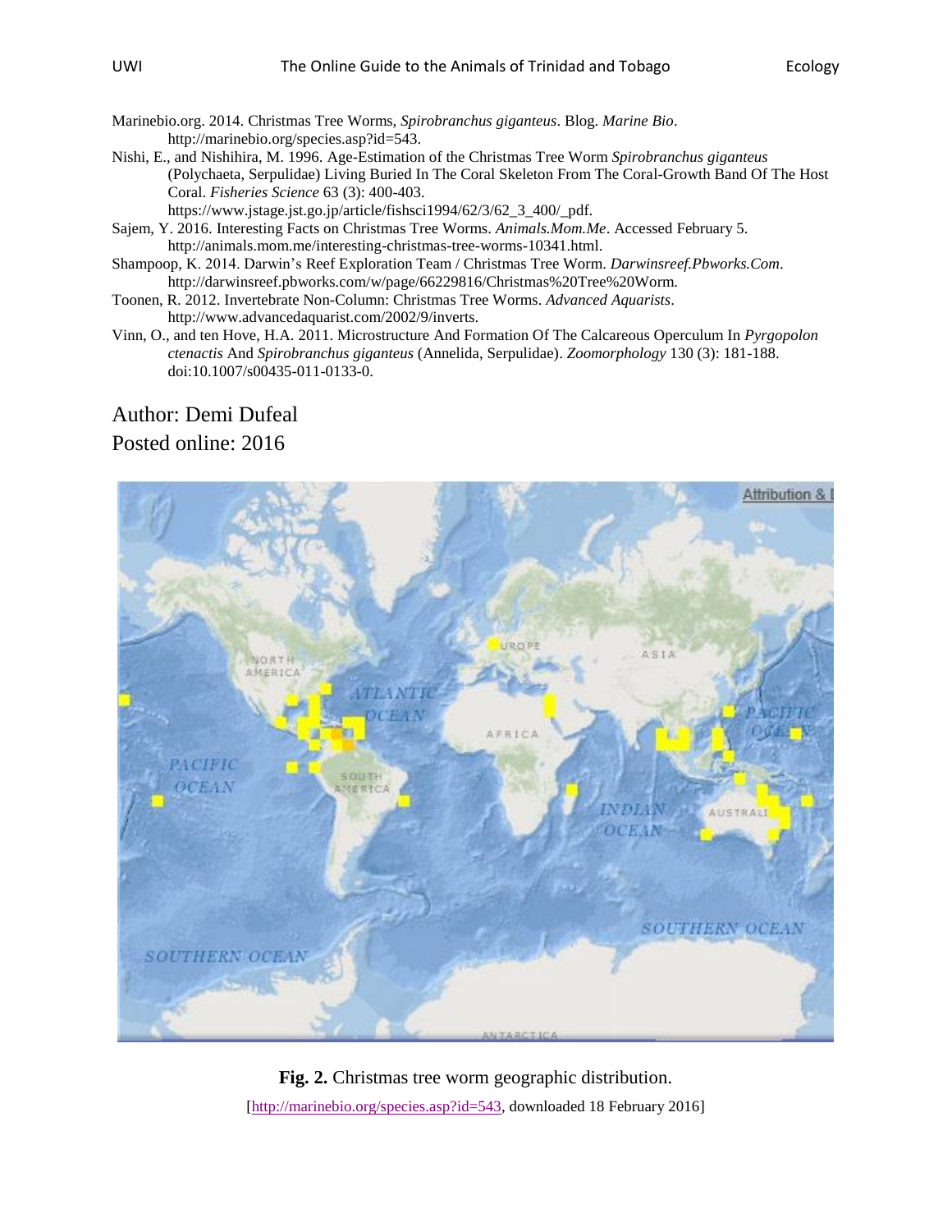Marinebio.org. 2014. Christmas Tree Worms, *Spirobranchus giganteus*. Blog. *Marine Bio*. http://marinebio.org/species.asp?id=543.

Nishi, E., and Nishihira, M. 1996. Age-Estimation of the Christmas Tree Worm *Spirobranchus giganteus* (Polychaeta, Serpulidae) Living Buried In The Coral Skeleton From The Coral-Growth Band Of The Host Coral. *Fisheries Science* 63 (3): 400-403. https://www.jstage.jst.go.jp/article/fishsci1994/62/3/62_3_400/_pdf.

Sajem, Y. 2016. Interesting Facts on Christmas Tree Worms. *Animals.Mom.Me*. Accessed February 5. http://animals.mom.me/interesting-christmas-tree-worms-10341.html.

Shampoop, K. 2014. Darwin's Reef Exploration Team / Christmas Tree Worm. *Darwinsreef.Pbworks.Com*. http://darwinsreef.pbworks.com/w/page/66229816/Christmas%20Tree%20Worm.

Toonen, R. 2012. Invertebrate Non-Column: Christmas Tree Worms. *Advanced Aquarists*. http://www.advancedaquarist.com/2002/9/inverts.

Vinn, O., and ten Hove, H.A. 2011. Microstructure And Formation Of The Calcareous Operculum In *Pyrgopolon ctenactis* And *Spirobranchus giganteus* (Annelida, Serpulidae). *Zoomorphology* 130 (3): 181-188. doi:10.1007/s00435-011-0133-0.

Author: Demi Dufeal

Posted online: 2016

**Fig. 2.** Christmas tree worm geographic distribution.

[http://marinebio.org/species.asp?id=543, downloaded 18 February 2016]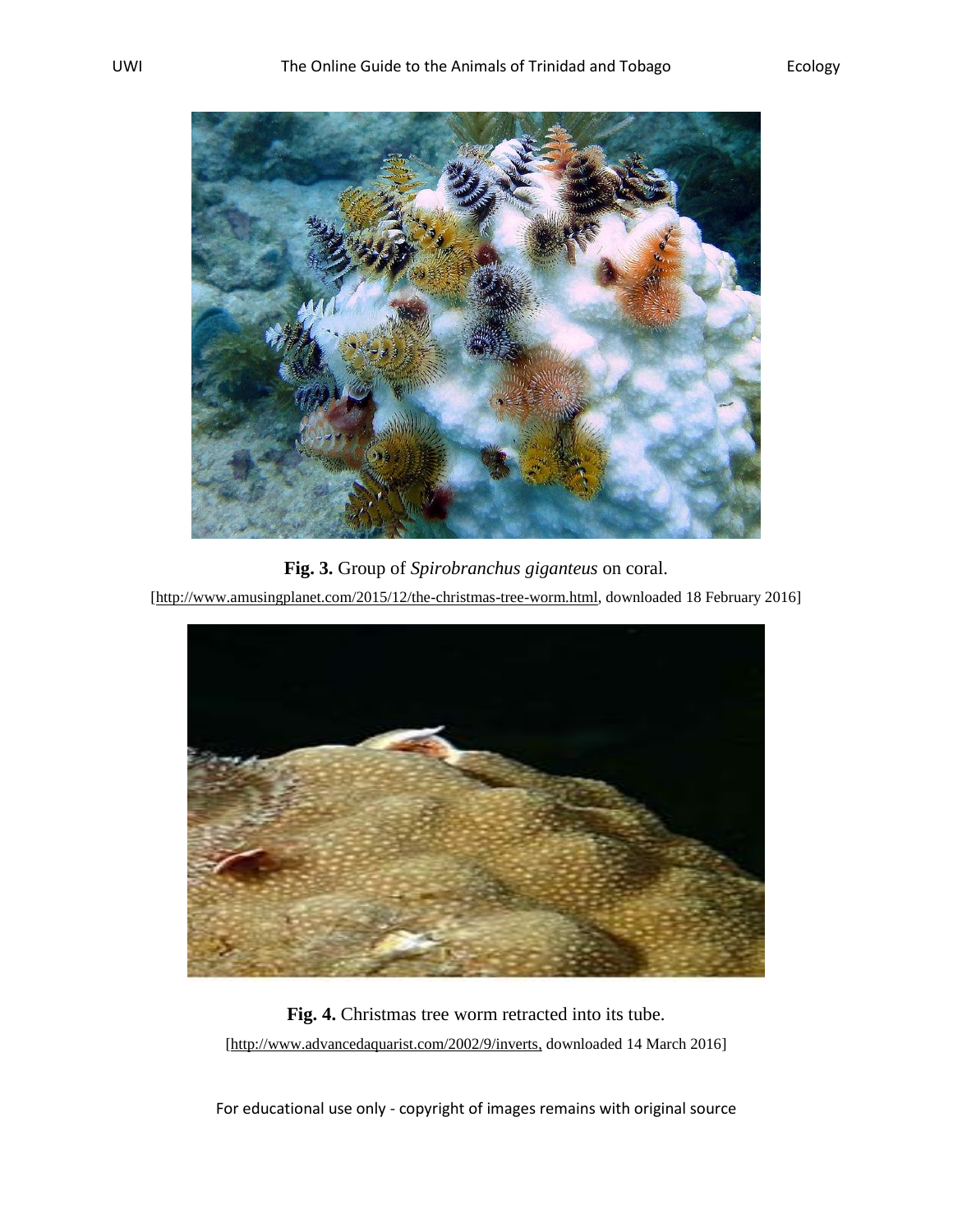**Fig. 3.** Group of *Spirobranchus giganteus* on coral.

[http://www.amusingplanet.com/2015/12/the-christmas-tree-worm.html, downloaded 18 February 2016]

**Fig. 4.** Christmas tree worm retracted into its tube.

[http://www.advancedaquarist.com/2002/9/inverts, downloaded 14 March 2016]